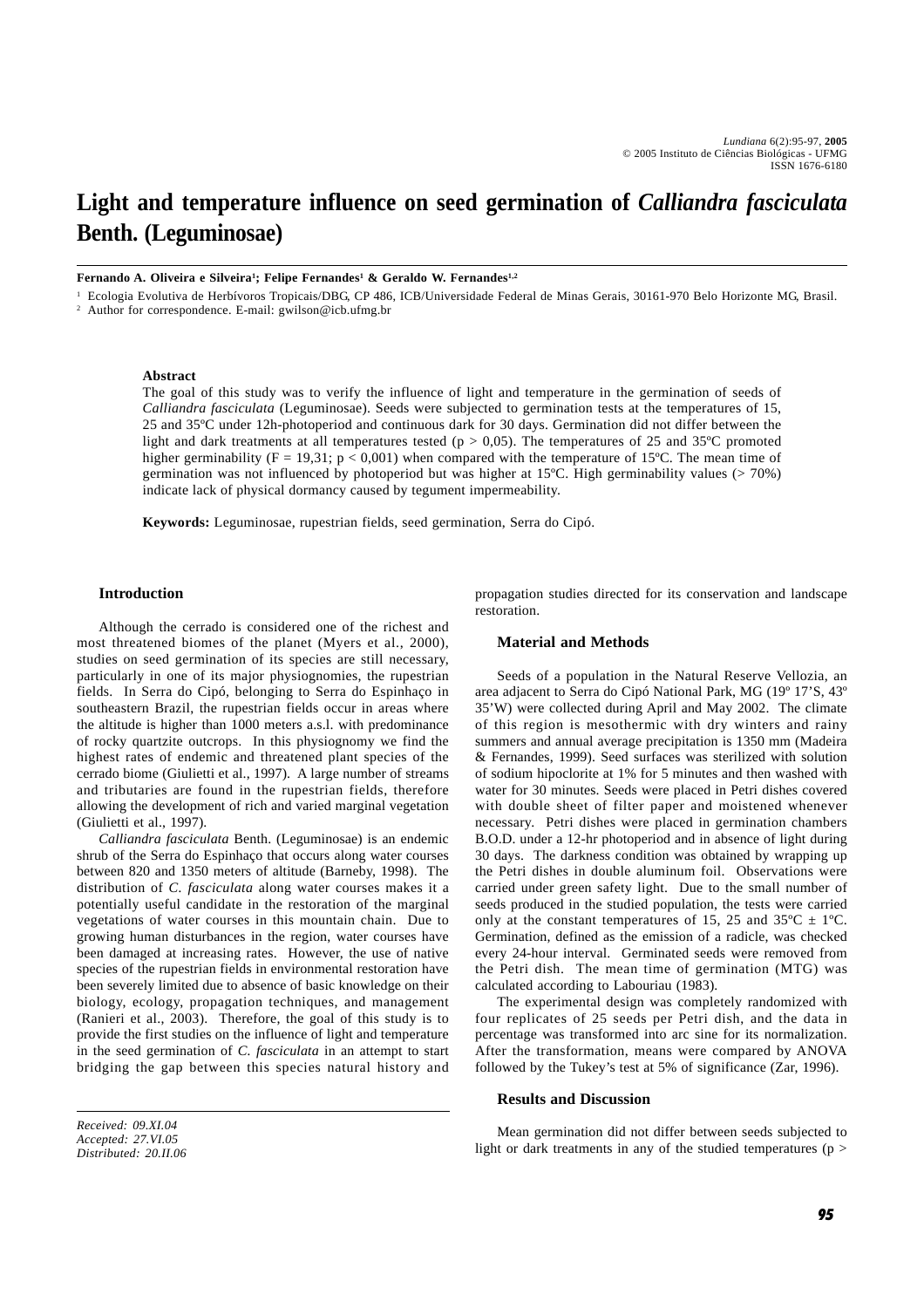# Light and temperature influence on seed germination of *Calliandra fasciculata* Benth. (Leguminosae)

**Fernando A. Oliveira e Silveira[1]; Felipe Fernandes[1] & Geraldo W. Fernandes[1,2]**

[1] Ecologia Evolutiva de Herbívoros Tropicais/DBG, CP 486, ICB/Universidade Federal de Minas Gerais, 30161-970 Belo Horizonte MG, Brasil.

[2] Author for correspondence. E-mail: gwilson@icb.ufmg.br

**Abstract**

The goal of this study was to verify the influence of light and temperature in the germination of seeds of *Calliandra fasciculata* (Leguminosae). Seeds were subjected to germination tests at the temperatures of 15, 25 and 35ºC under 12h-photoperiod and continuous dark for 30 days. Germination did not differ between the light and dark treatments at all temperatures tested ($p > 0{,}05$). The temperatures of 25 and 35ºC promoted higher germinability ($F = 19{,}31$; $p < 0{,}001$) when compared with the temperature of 15ºC. The mean time of germination was not influenced by photoperiod but was higher at 15ºC. High germinability values (> 70%) indicate lack of physical dormancy caused by tegument impermeability.

**Keywords:** Leguminosae, rupestrian fields, seed germination, Serra do Cipó.

## Introduction

Although the cerrado is considered one of the richest and most threatened biomes of the planet (Myers et al., 2000), studies on seed germination of its species are still necessary, particularly in one of its major physiognomies, the rupestrian fields. In Serra do Cipó, belonging to Serra do Espinhaço in southeastern Brazil, the rupestrian fields occur in areas where the altitude is higher than 1000 meters a.s.l. with predominance of rocky quartzite outcrops. In this physiognomy we find the highest rates of endemic and threatened plant species of the cerrado biome (Giulietti et al., 1997). A large number of streams and tributaries are found in the rupestrian fields, therefore allowing the development of rich and varied marginal vegetation (Giulietti et al., 1997).

*Calliandra fasciculata* Benth. (Leguminosae) is an endemic shrub of the Serra do Espinhaço that occurs along water courses between 820 and 1350 meters of altitude (Barneby, 1998). The distribution of *C. fasciculata* along water courses makes it a potentially useful candidate in the restoration of the marginal vegetations of water courses in this mountain chain. Due to growing human disturbances in the region, water courses have been damaged at increasing rates. However, the use of native species of the rupestrian fields in environmental restoration have been severely limited due to absence of basic knowledge on their biology, ecology, propagation techniques, and management (Ranieri et al., 2003). Therefore, the goal of this study is to provide the first studies on the influence of light and temperature in the seed germination of *C. fasciculata* in an attempt to start bridging the gap between this species natural history and propagation studies directed for its conservation and landscape restoration.

## Material and Methods

Seeds of a population in the Natural Reserve Vellozia, an area adjacent to Serra do Cipó National Park, MG (19º 17'S, 43º 35'W) were collected during April and May 2002. The climate of this region is mesothermic with dry winters and rainy summers and annual average precipitation is 1350 mm (Madeira & Fernandes, 1999). Seed surfaces was sterilized with solution of sodium hipoclorite at 1% for 5 minutes and then washed with water for 30 minutes. Seeds were placed in Petri dishes covered with double sheet of filter paper and moistened whenever necessary. Petri dishes were placed in germination chambers B.O.D. under a 12-hr photoperiod and in absence of light during 30 days. The darkness condition was obtained by wrapping up the Petri dishes in double aluminum foil. Observations were carried under green safety light. Due to the small number of seeds produced in the studied population, the tests were carried only at the constant temperatures of 15, 25 and 35ºC ± 1ºC. Germination, defined as the emission of a radicle, was checked every 24-hour interval. Germinated seeds were removed from the Petri dish. The mean time of germination (MTG) was calculated according to Labouriau (1983).

The experimental design was completely randomized with four replicates of 25 seeds per Petri dish, and the data in percentage was transformed into arc sine for its normalization. After the transformation, means were compared by ANOVA followed by the Tukey's test at 5% of significance (Zar, 1996).

## Results and Discussion

Mean germination did not differ between seeds subjected to light or dark treatments in any of the studied temperatures (p >

*Received: 09.XI.04*
*Accepted: 27.VI.05*
*Distributed: 20.II.06*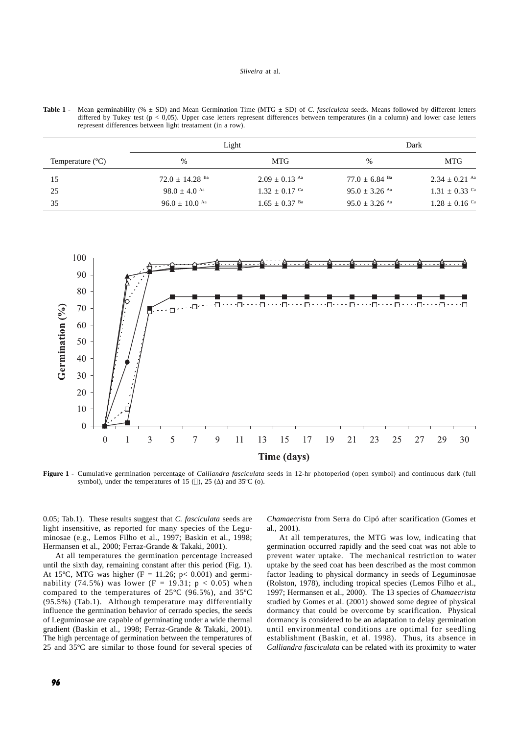**Table 1 -** Mean germinability (% ± SD) and Mean Germination Time (MTG ± SD) of *C. fasciculata* seeds. Means followed by different letters differed by Tukey test (p < 0,05). Upper case letters represent differences between temperatures (in a column) and lower case letters represent differences between light treatament (in a row).

| | Light | | Dark | |
|---|---|---|---|---|
| Temperature (°C) | % | MTG | % | MTG |
| 15 | 72.0 ± 14.28 Ba | 2.09 ± 0.13 Aa | 77.0 ± 6.84 Ba | 2.34 ± 0.21 Aa |
| 25 | 98.0 ± 4.0 Aa | 1.32 ± 0.17 Ca | 95.0 ± 3.26 Aa | 1.31 ± 0.33 Ca |
| 35 | 96.0 ± 10.0 Aa | 1.65 ± 0.37 Ba | 95.0 ± 3.26 Aa | 1.28 ± 0.16 Ca |

**Figure 1 -** Cumulative germination percentage of *Calliandra fasciculata* seeds in 12-hr photoperiod (open symbol) and continuous dark (full symbol), under the temperatures of 15 (□), 25 (Δ) and 35ºC (o).

0.05; Tab.1). These results suggest that *C. fasciculata* seeds are light insensitive, as reported for many species of the Leguminosae (e.g., Lemos Filho et al., 1997; Baskin et al., 1998; Hermansen et al., 2000; Ferraz-Grande & Takaki, 2001).

At all temperatures the germination percentage increased until the sixth day, remaining constant after this period (Fig. 1). At 15ºC, MTG was higher ($F = 11.26$; $p < 0.001$) and germinability (74.5%) was lower ($F = 19.31$; $p < 0.05$) when compared to the temperatures of 25ºC (96.5%), and 35ºC (95.5%) (Tab.1). Although temperature may differentially influence the germination behavior of cerrado species, the seeds of Leguminosae are capable of germinating under a wide thermal gradient (Baskin et al., 1998; Ferraz-Grande & Takaki, 2001). The high percentage of germination between the temperatures of 25 and 35ºC are similar to those found for several species of *Chamaecrista* from Serra do Cipó after scarification (Gomes et al., 2001).

At all temperatures, the MTG was low, indicating that germination occurred rapidly and the seed coat was not able to prevent water uptake. The mechanical restriction to water uptake by the seed coat has been described as the most common factor leading to physical dormancy in seeds of Leguminosae (Rolston, 1978), including tropical species (Lemos Filho et al., 1997; Hermansen et al., 2000). The 13 species of *Chamaecrista* studied by Gomes et al. (2001) showed some degree of physical dormancy that could be overcome by scarification. Physical dormancy is considered to be an adaptation to delay germination until environmental conditions are optimal for seedling establishment (Baskin, et al. 1998). Thus, its absence in *Calliandra fasciculata* can be related with its proximity to water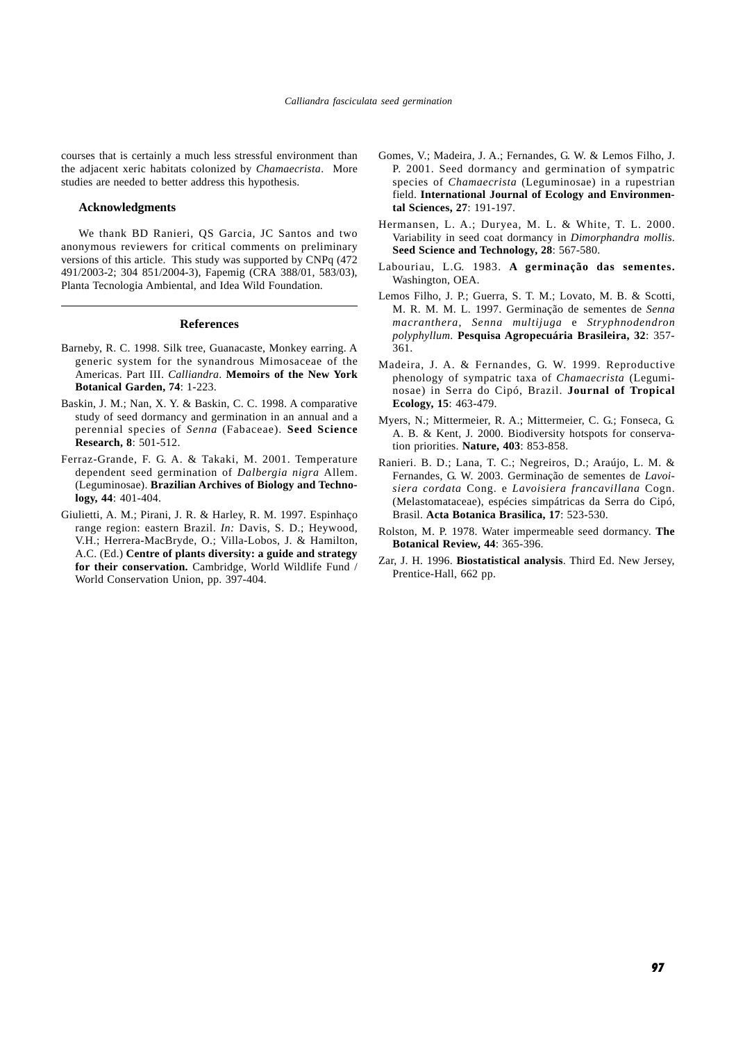courses that is certainly a much less stressful environment than the adjacent xeric habitats colonized by *Chamaecrista*. More studies are needed to better address this hypothesis.

### Acknowledgments

We thank BD Ranieri, QS Garcia, JC Santos and two anonymous reviewers for critical comments on preliminary versions of this article. This study was supported by CNPq (472 491/2003-2; 304 851/2004-3), Fapemig (CRA 388/01, 583/03), Planta Tecnologia Ambiental, and Idea Wild Foundation.

## References

Barneby, R. C. 1998. Silk tree, Guanacaste, Monkey earring. A generic system for the synandrous Mimosaceae of the Americas. Part III. *Calliandra*. **Memoirs of the New York Botanical Garden, 74**: 1-223.

Baskin, J. M.; Nan, X. Y. & Baskin, C. C. 1998. A comparative study of seed dormancy and germination in an annual and a perennial species of *Senna* (Fabaceae). **Seed Science Research, 8**: 501-512.

Ferraz-Grande, F. G. A. & Takaki, M. 2001. Temperature dependent seed germination of *Dalbergia nigra* Allem. (Leguminosae). **Brazilian Archives of Biology and Technology, 44**: 401-404.

Giulietti, A. M.; Pirani, J. R. & Harley, R. M. 1997. Espinhaço range region: eastern Brazil. *In:* Davis, S. D.; Heywood, V.H.; Herrera-MacBryde, O.; Villa-Lobos, J. & Hamilton, A.C. (Ed.) **Centre of plants diversity: a guide and strategy for their conservation.** Cambridge, World Wildlife Fund / World Conservation Union, pp. 397-404.

Gomes, V.; Madeira, J. A.; Fernandes, G. W. & Lemos Filho, J. P. 2001. Seed dormancy and germination of sympatric species of *Chamaecrista* (Leguminosae) in a rupestrian field. **International Journal of Ecology and Environmental Sciences, 27**: 191-197.

Hermansen, L. A.; Duryea, M. L. & White, T. L. 2000. Variability in seed coat dormancy in *Dimorphandra mollis*. **Seed Science and Technology, 28**: 567-580.

Labouriau, L.G. 1983. **A germinação das sementes.** Washington, OEA.

Lemos Filho, J. P.; Guerra, S. T. M.; Lovato, M. B. & Scotti, M. R. M. M. L. 1997. Germinação de sementes de *Senna macranthera, Senna multijuga* e *Stryphnodendron polyphyllum*. **Pesquisa Agropecuária Brasileira, 32**: 357-361.

Madeira, J. A. & Fernandes, G. W. 1999. Reproductive phenology of sympatric taxa of *Chamaecrista* (Leguminosae) in Serra do Cipó, Brazil. **Journal of Tropical Ecology, 15**: 463-479.

Myers, N.; Mittermeier, R. A.; Mittermeier, C. G.; Fonseca, G. A. B. & Kent, J. 2000. Biodiversity hotspots for conservation priorities. **Nature, 403**: 853-858.

Ranieri. B. D.; Lana, T. C.; Negreiros, D.; Araújo, L. M. & Fernandes, G. W. 2003. Germinação de sementes de *Lavoisiera cordata* Cong. e *Lavoisiera francavillana* Cogn. (Melastomataceae), espécies simpátricas da Serra do Cipó, Brasil. **Acta Botanica Brasilica, 17**: 523-530.

Rolston, M. P. 1978. Water impermeable seed dormancy. **The Botanical Review, 44**: 365-396.

Zar, J. H. 1996. **Biostatistical analysis**. Third Ed. New Jersey, Prentice-Hall, 662 pp.